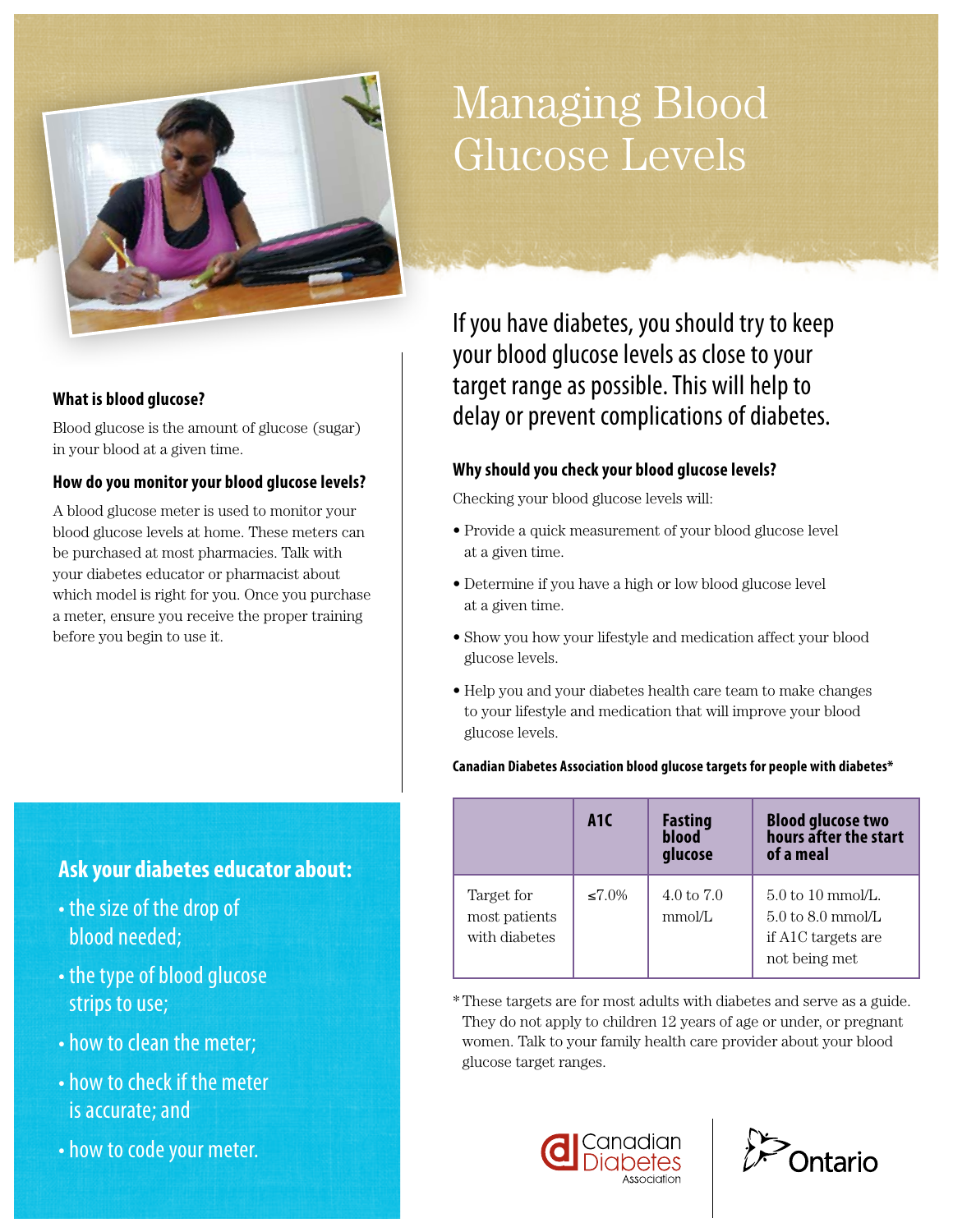# Managing Blood Glucose Levels

If you have diabetes, you should try to keep your blood glucose levels as close to your target range as possible. This will help to delay or prevent complications of diabetes.

### What is blood glucose?

Blood glucose is the amount of glucose (sugar) in your blood at a given time.

### How do you monitor your blood glucose levels?

A blood glucose meter is used to monitor your blood glucose levels at home. These meters can be purchased at most pharmacies. Talk with your diabetes educator or pharmacist about which model is right for you. Once you purchase a meter, ensure you receive the proper training before you begin to use it.

### Why should you check your blood glucose levels?

Checking your blood glucose levels will:

- Provide a quick measurement of your blood glucose level at a given time.
- Determine if you have a high or low blood glucose level at a given time.
- Show you how your lifestyle and medication affect your blood glucose levels.
- Help you and your diabetes health care team to make changes to your lifestyle and medication that will improve your blood glucose levels.

**Canadian Diabetes Association blood glucose targets for people with diabetes***

| | A1C | Fasting blood glucose | Blood glucose two hours after the start of a meal |
|---|---|---|---|
| Target for most patients with diabetes | ≤7.0% | 4.0 to 7.0 mmol/L | 5.0 to 10 mmol/L. 5.0 to 8.0 mmol/L if A1C targets are not being met |

* These targets are for most adults with diabetes and serve as a guide. They do not apply to children 12 years of age or under, or pregnant women. Talk to your family health care provider about your blood glucose target ranges.

## Ask your diabetes educator about:

- the size of the drop of blood needed;
- the type of blood glucose strips to use;
- how to clean the meter;
- how to check if the meter is accurate; and
- how to code your meter.

Canadian Diabetes Association

Ontario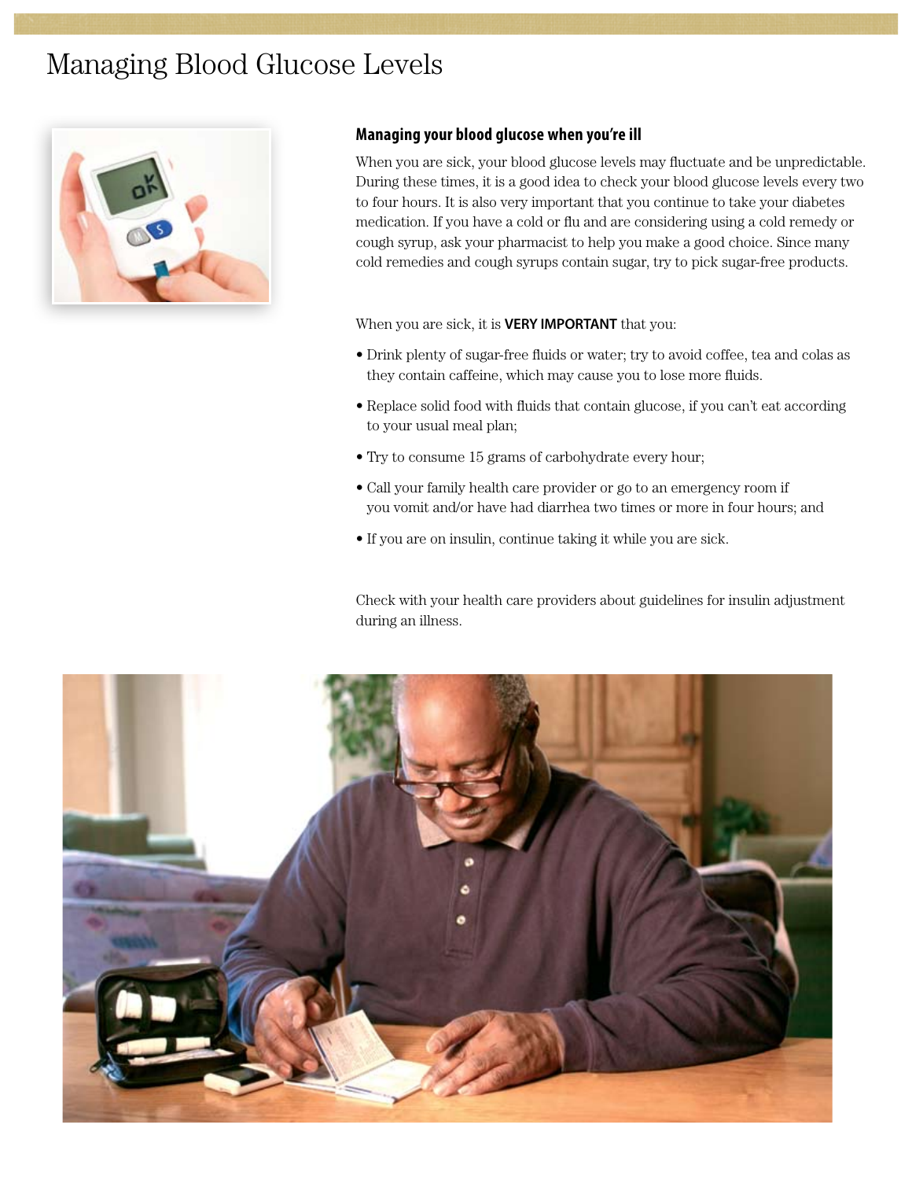# Managing Blood Glucose Levels

## Managing your blood glucose when you're ill

When you are sick, your blood glucose levels may fluctuate and be unpredictable. During these times, it is a good idea to check your blood glucose levels every two to four hours. It is also very important that you continue to take your diabetes medication. If you have a cold or flu and are considering using a cold remedy or cough syrup, ask your pharmacist to help you make a good choice. Since many cold remedies and cough syrups contain sugar, try to pick sugar-free products.

When you are sick, it is **VERY IMPORTANT** that you:

- Drink plenty of sugar-free fluids or water; try to avoid coffee, tea and colas as they contain caffeine, which may cause you to lose more fluids.
- Replace solid food with fluids that contain glucose, if you can't eat according to your usual meal plan;
- Try to consume 15 grams of carbohydrate every hour;
- Call your family health care provider or go to an emergency room if you vomit and/or have had diarrhea two times or more in four hours; and
- If you are on insulin, continue taking it while you are sick.

Check with your health care providers about guidelines for insulin adjustment during an illness.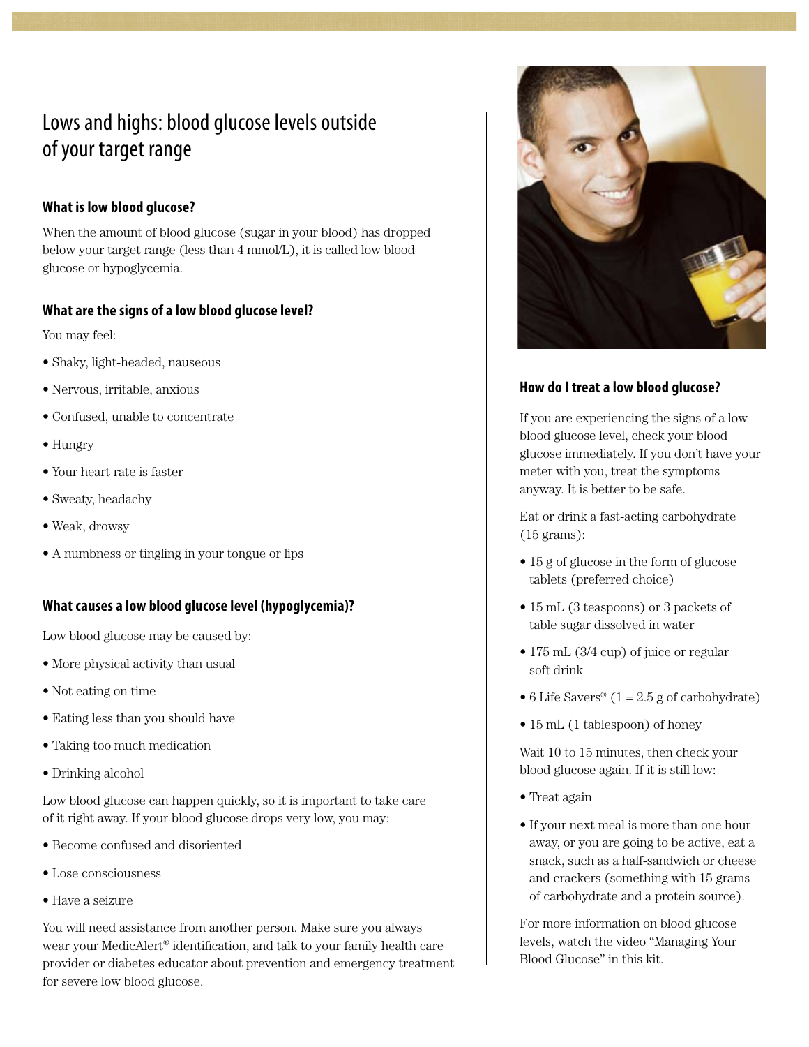# Lows and highs: blood glucose levels outside of your target range

### What is low blood glucose?

When the amount of blood glucose (sugar in your blood) has dropped below your target range (less than 4 mmol/L), it is called low blood glucose or hypoglycemia.

### What are the signs of a low blood glucose level?

You may feel:

- Shaky, light-headed, nauseous
- Nervous, irritable, anxious
- Confused, unable to concentrate
- Hungry
- Your heart rate is faster
- Sweaty, headachy
- Weak, drowsy
- A numbness or tingling in your tongue or lips

### What causes a low blood glucose level (hypoglycemia)?

Low blood glucose may be caused by:

- More physical activity than usual
- Not eating on time
- Eating less than you should have
- Taking too much medication
- Drinking alcohol

Low blood glucose can happen quickly, so it is important to take care of it right away. If your blood glucose drops very low, you may:

- Become confused and disoriented
- Lose consciousness
- Have a seizure

You will need assistance from another person. Make sure you always wear your MedicAlert® identification, and talk to your family health care provider or diabetes educator about prevention and emergency treatment for severe low blood glucose.

### How do I treat a low blood glucose?

If you are experiencing the signs of a low blood glucose level, check your blood glucose immediately. If you don't have your meter with you, treat the symptoms anyway. It is better to be safe.

Eat or drink a fast-acting carbohydrate (15 grams):

- 15 g of glucose in the form of glucose tablets (preferred choice)
- 15 mL (3 teaspoons) or 3 packets of table sugar dissolved in water
- 175 mL (3/4 cup) of juice or regular soft drink
- 6 Life Savers® (1 = 2.5 g of carbohydrate)
- 15 mL (1 tablespoon) of honey

Wait 10 to 15 minutes, then check your blood glucose again. If it is still low:

- Treat again
- If your next meal is more than one hour away, or you are going to be active, eat a snack, such as a half-sandwich or cheese and crackers (something with 15 grams of carbohydrate and a protein source).

For more information on blood glucose levels, watch the video "Managing Your Blood Glucose" in this kit.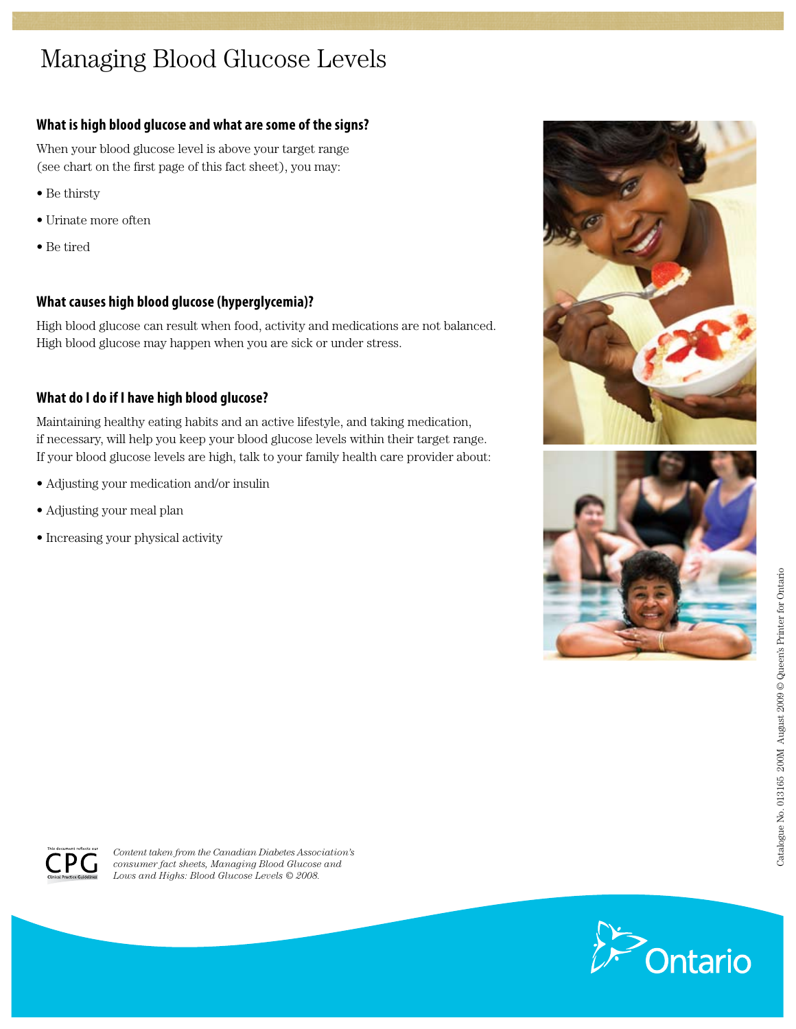# Managing Blood Glucose Levels

### What is high blood glucose and what are some of the signs?

When your blood glucose level is above your target range (see chart on the first page of this fact sheet), you may:

- Be thirsty
- Urinate more often
- Be tired

### What causes high blood glucose (hyperglycemia)?

High blood glucose can result when food, activity and medications are not balanced. High blood glucose may happen when you are sick or under stress.

### What do I do if I have high blood glucose?

Maintaining healthy eating habits and an active lifestyle, and taking medication, if necessary, will help you keep your blood glucose levels within their target range. If your blood glucose levels are high, talk to your family health care provider about:

- Adjusting your medication and/or insulin
- Adjusting your meal plan
- Increasing your physical activity

This document reflects our CPG Clinical Practice Guidelines

*Content taken from the Canadian Diabetes Association's consumer fact sheets, Managing Blood Glucose and Lows and Highs: Blood Glucose Levels © 2008.*

Catalogue No. 013165 200M August 2009 © Queen's Printer for Ontario

Ontario